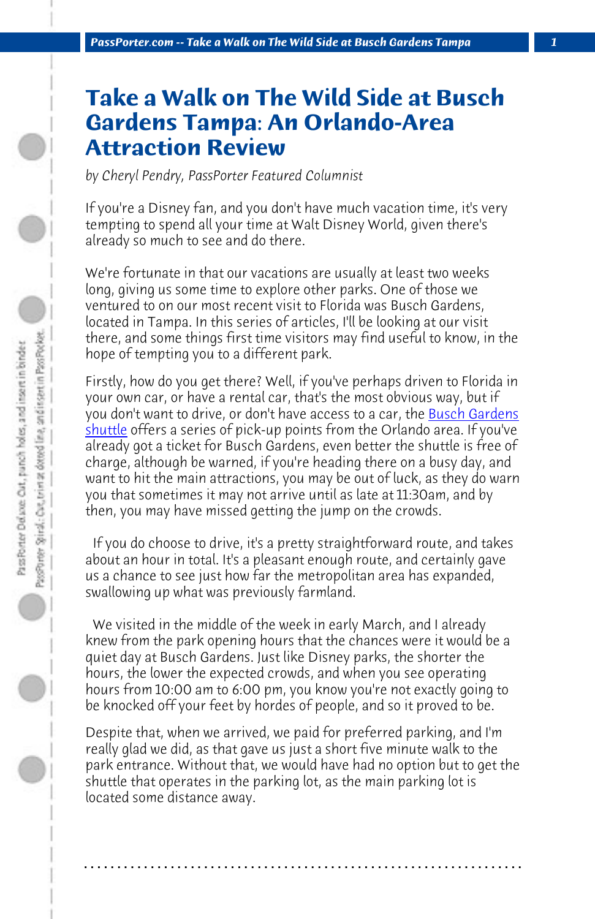# Take a Walk on The Wild Side at Busch Gardens Tampa: An Orlando-Area Attraction Review

*by Cheryl Pendry, PassPorter Featured Columnist*

If you're a Disney fan, and you don't have much vacation time, it's very tempting to spend all your time at Walt Disney World, given there's already so much to see and do there.

We're fortunate in that our vacations are usually at least two weeks long, giving us some time to explore other parks. One of those we ventured to on our most recent visit to Florida was Busch Gardens, located in Tampa. In this series of articles, I'll be looking at our visit there, and some things first time visitors may find useful to know, in the hope of tempting you to a different park.

Firstly, how do you get there? Well, if you've perhaps driven to Florida in your own car, or have a rental car, that's the most obvious way, but if you don't want to drive, or don't have access to a car, the Busch Gardens shuttle offers a series of pick-up points from the Orlando area. If you've already got a ticket for Busch Gardens, even better the shuttle is free of charge, although be warned, if you're heading there on a busy day, and want to hit the main attractions, you may be out of luck, as they do warn you that sometimes it may not arrive until as late at 11:30am, and by then, you may have missed getting the jump on the crowds.

If you do choose to drive, it's a pretty straightforward route, and takes about an hour in total. It's a pleasant enough route, and certainly gave us a chance to see just how far the metropolitan area has expanded, swallowing up what was previously farmland.

We visited in the middle of the week in early March, and I already knew from the park opening hours that the chances were it would be a quiet day at Busch Gardens. Just like Disney parks, the shorter the hours, the lower the expected crowds, and when you see operating hours from 10:00 am to 6:00 pm, you know you're not exactly going to be knocked off your feet by hordes of people, and so it proved to be.

Despite that, when we arrived, we paid for preferred parking, and I'm really glad we did, as that gave us just a short five minute walk to the park entrance. Without that, we would have had no option but to get the shuttle that operates in the parking lot, as the main parking lot is located some distance away.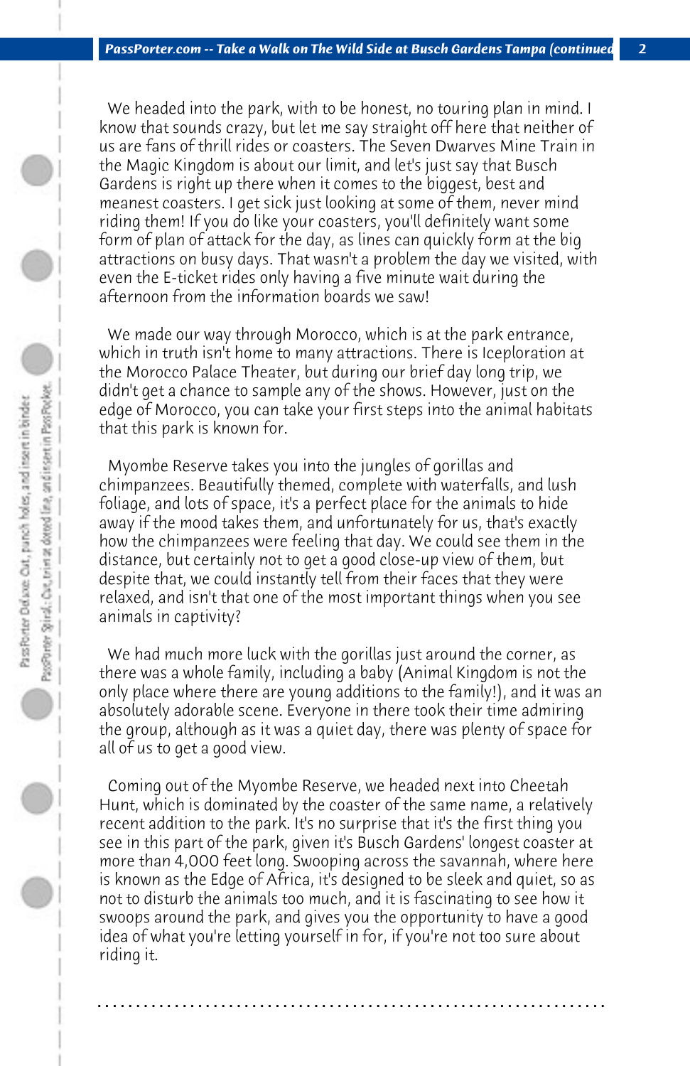We headed into the park, with to be honest, no touring plan in mind. I know that sounds crazy, but let me say straight off here that neither of us are fans of thrill rides or coasters. The Seven Dwarves Mine Train in the Magic Kingdom is about our limit, and let's just say that Busch Gardens is right up there when it comes to the biggest, best and meanest coasters. I get sick just looking at some of them, never mind riding them! If you do like your coasters, you'll definitely want some form of plan of attack for the day, as lines can quickly form at the big attractions on busy days. That wasn't a problem the day we visited, with even the E-ticket rides only having a five minute wait during the afternoon from the information boards we saw!

We made our way through Morocco, which is at the park entrance, which in truth isn't home to many attractions. There is Iceploration at the Morocco Palace Theater, but during our brief day long trip, we didn't get a chance to sample any of the shows. However, just on the edge of Morocco, you can take your first steps into the animal habitats that this park is known for.

Myombe Reserve takes you into the jungles of gorillas and chimpanzees. Beautifully themed, complete with waterfalls, and lush foliage, and lots of space, it's a perfect place for the animals to hide away if the mood takes them, and unfortunately for us, that's exactly how the chimpanzees were feeling that day. We could see them in the distance, but certainly not to get a good close-up view of them, but despite that, we could instantly tell from their faces that they were relaxed, and isn't that one of the most important things when you see animals in captivity?

We had much more luck with the gorillas just around the corner, as there was a whole family, including a baby (Animal Kingdom is not the only place where there are young additions to the family!), and it was an absolutely adorable scene. Everyone in there took their time admiring the group, although as it was a quiet day, there was plenty of space for all of us to get a good view.

Coming out of the Myombe Reserve, we headed next into Cheetah Hunt, which is dominated by the coaster of the same name, a relatively recent addition to the park. It's no surprise that it's the first thing you see in this part of the park, given it's Busch Gardens' longest coaster at more than 4,000 feet long. Swooping across the savannah, where here is known as the Edge of Africa, it's designed to be sleek and quiet, so as not to disturb the animals too much, and it is fascinating to see how it swoops around the park, and gives you the opportunity to have a good idea of what you're letting yourself in for, if you're not too sure about riding it.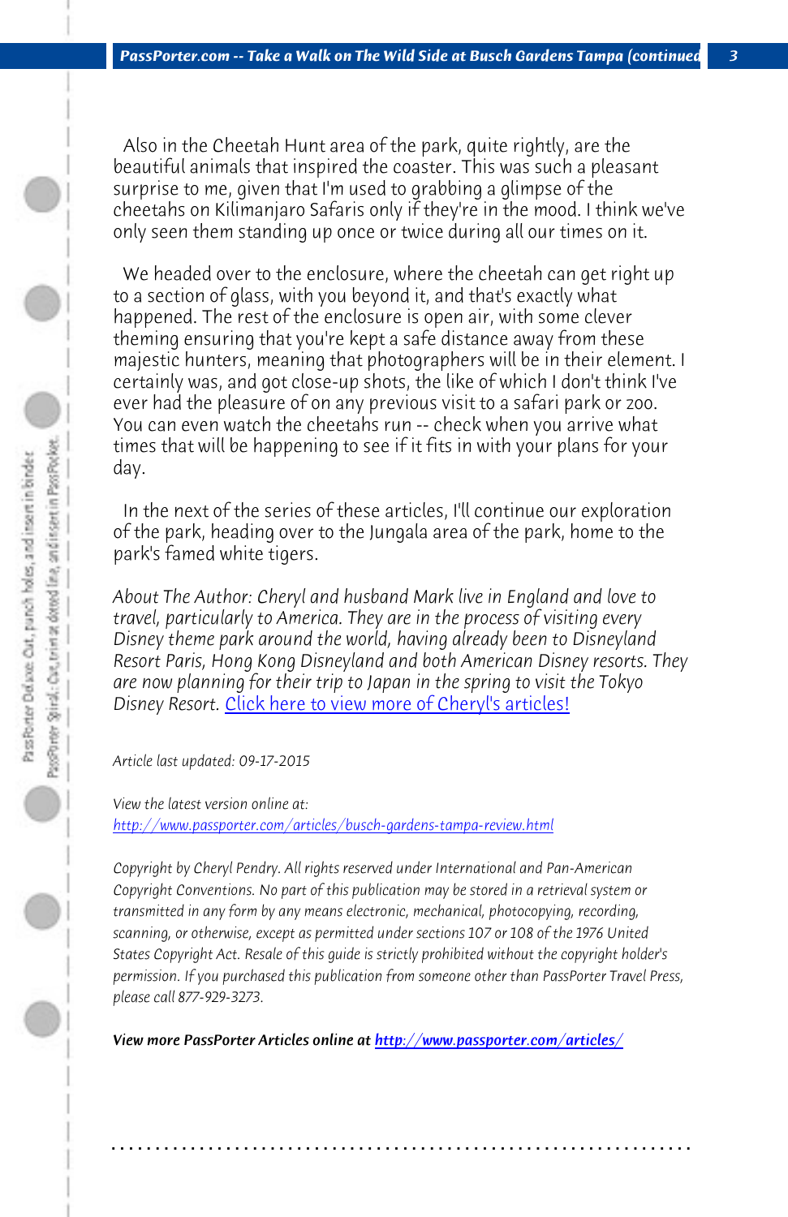Also in the Cheetah Hunt area of the park, quite rightly, are the beautiful animals that inspired the coaster. This was such a pleasant surprise to me, given that I'm used to grabbing a glimpse of the cheetahs on Kilimanjaro Safaris only if they're in the mood. I think we've only seen them standing up once or twice during all our times on it.

We headed over to the enclosure, where the cheetah can get right up to a section of glass, with you beyond it, and that's exactly what happened. The rest of the enclosure is open air, with some clever theming ensuring that you're kept a safe distance away from these majestic hunters, meaning that photographers will be in their element. I certainly was, and got close-up shots, the like of which I don't think I've ever had the pleasure of on any previous visit to a safari park or zoo. You can even watch the cheetahs run -- check when you arrive what times that will be happening to see if it fits in with your plans for your day.

In the next of the series of these articles, I'll continue our exploration of the park, heading over to the Jungala area of the park, home to the park's famed white tigers.

*About The Author: Cheryl and husband Mark live in England and love to travel, particularly to America. They are in the process of visiting every Disney theme park around the world, having already been to Disneyland Resort Paris, Hong Kong Disneyland and both American Disney resorts. They are now planning for their trip to Japan in the spring to visit the Tokyo Disney Resort.* Click here to view more of Cheryl's articles!

*Article last updated: 09-17-2015*

*View the latest version online at:*
*http://www.passporter.com/articles/busch-gardens-tampa-review.html*

*Copyright by Cheryl Pendry. All rights reserved under International and Pan-American Copyright Conventions. No part of this publication may be stored in a retrieval system or transmitted in any form by any means electronic, mechanical, photocopying, recording, scanning, or otherwise, except as permitted under sections 107 or 108 of the 1976 United States Copyright Act. Resale of this guide is strictly prohibited without the copyright holder's permission. If you purchased this publication from someone other than PassPorter Travel Press, please call 877-929-3273.*

***View more PassPorter Articles online at http://www.passporter.com/articles/***